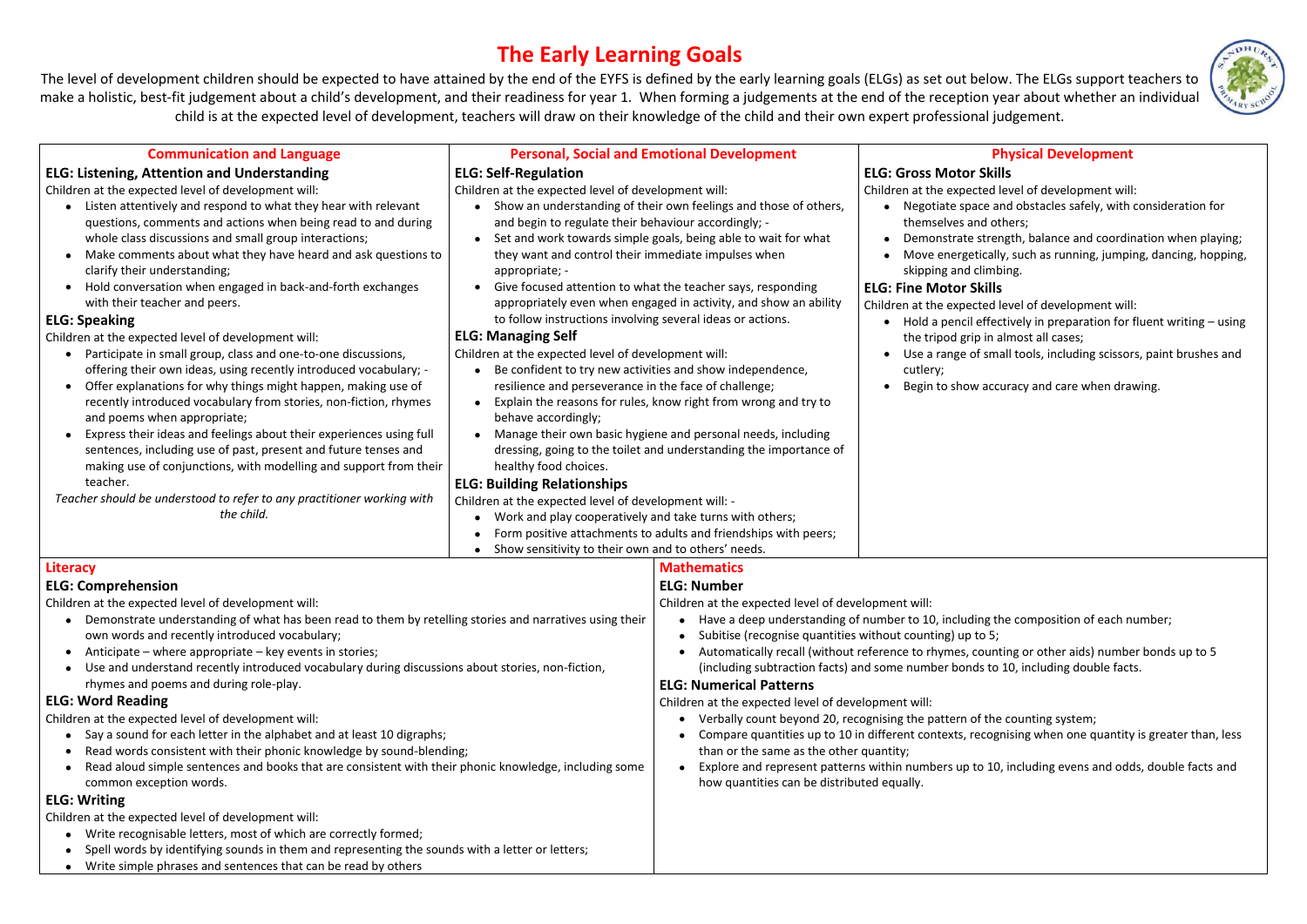# The Early Learning Goals

The level of development children should be expected to have attained by the end of the EYFS is defined by the early learning goals (ELGs) as set out below. The ELGs support teachers to make a holistic, best-fit judgement about a child's development, and their readiness for year 1. When forming a judgements at the end of the reception year about whether an individual child is at the expected level of development, teachers will draw on their knowledge of the child and their own expert professional judgement.

## Communication and Language

### ELG: Listening, Attention and Understanding

Children at the expected level of development will:

- Listen attentively and respond to what they hear with relevant questions, comments and actions when being read to and during whole class discussions and small group interactions;
- Make comments about what they have heard and ask questions to clarify their understanding;
- Hold conversation when engaged in back-and-forth exchanges with their teacher and peers.

### ELG: Speaking

Children at the expected level of development will:

- Participate in small group, class and one-to-one discussions, offering their own ideas, using recently introduced vocabulary; -
- Offer explanations for why things might happen, making use of recently introduced vocabulary from stories, non-fiction, rhymes and poems when appropriate;
- Express their ideas and feelings about their experiences using full sentences, including use of past, present and future tenses and making use of conjunctions, with modelling and support from their teacher.

*Teacher should be understood to refer to any practitioner working with the child.*

## Personal, Social and Emotional Development

### ELG: Self-Regulation

Children at the expected level of development will:

- Show an understanding of their own feelings and those of others, and begin to regulate their behaviour accordingly; -
- Set and work towards simple goals, being able to wait for what they want and control their immediate impulses when appropriate; -
- Give focused attention to what the teacher says, responding appropriately even when engaged in activity, and show an ability to follow instructions involving several ideas or actions.

### ELG: Managing Self

Children at the expected level of development will:

- Be confident to try new activities and show independence, resilience and perseverance in the face of challenge;
- Explain the reasons for rules, know right from wrong and try to behave accordingly;
- Manage their own basic hygiene and personal needs, including dressing, going to the toilet and understanding the importance of healthy food choices.

### ELG: Building Relationships

Children at the expected level of development will: -

- Work and play cooperatively and take turns with others;
- Form positive attachments to adults and friendships with peers;
- Show sensitivity to their own and to others' needs.

## Physical Development

### ELG: Gross Motor Skills

Children at the expected level of development will:

- Negotiate space and obstacles safely, with consideration for themselves and others;
- Demonstrate strength, balance and coordination when playing;
- Move energetically, such as running, jumping, dancing, hopping, skipping and climbing.

### ELG: Fine Motor Skills

Children at the expected level of development will:

- Hold a pencil effectively in preparation for fluent writing – using the tripod grip in almost all cases;
- Use a range of small tools, including scissors, paint brushes and cutlery;
- Begin to show accuracy and care when drawing.

## Literacy

### ELG: Comprehension

Children at the expected level of development will:

- Demonstrate understanding of what has been read to them by retelling stories and narratives using their own words and recently introduced vocabulary;
- Anticipate – where appropriate – key events in stories;
- Use and understand recently introduced vocabulary during discussions about stories, non-fiction, rhymes and poems and during role-play.

### ELG: Word Reading

Children at the expected level of development will:

- Say a sound for each letter in the alphabet and at least 10 digraphs;
- Read words consistent with their phonic knowledge by sound-blending;
- Read aloud simple sentences and books that are consistent with their phonic knowledge, including some common exception words.

### ELG: Writing

Children at the expected level of development will:

- Write recognisable letters, most of which are correctly formed;
- Spell words by identifying sounds in them and representing the sounds with a letter or letters;
- Write simple phrases and sentences that can be read by others

## Mathematics

### ELG: Number

Children at the expected level of development will:

- Have a deep understanding of number to 10, including the composition of each number;
- Subitise (recognise quantities without counting) up to 5;
- Automatically recall (without reference to rhymes, counting or other aids) number bonds up to 5 (including subtraction facts) and some number bonds to 10, including double facts.

### ELG: Numerical Patterns

Children at the expected level of development will:

- Verbally count beyond 20, recognising the pattern of the counting system;
- Compare quantities up to 10 in different contexts, recognising when one quantity is greater than, less than or the same as the other quantity;
- Explore and represent patterns within numbers up to 10, including evens and odds, double facts and how quantities can be distributed equally.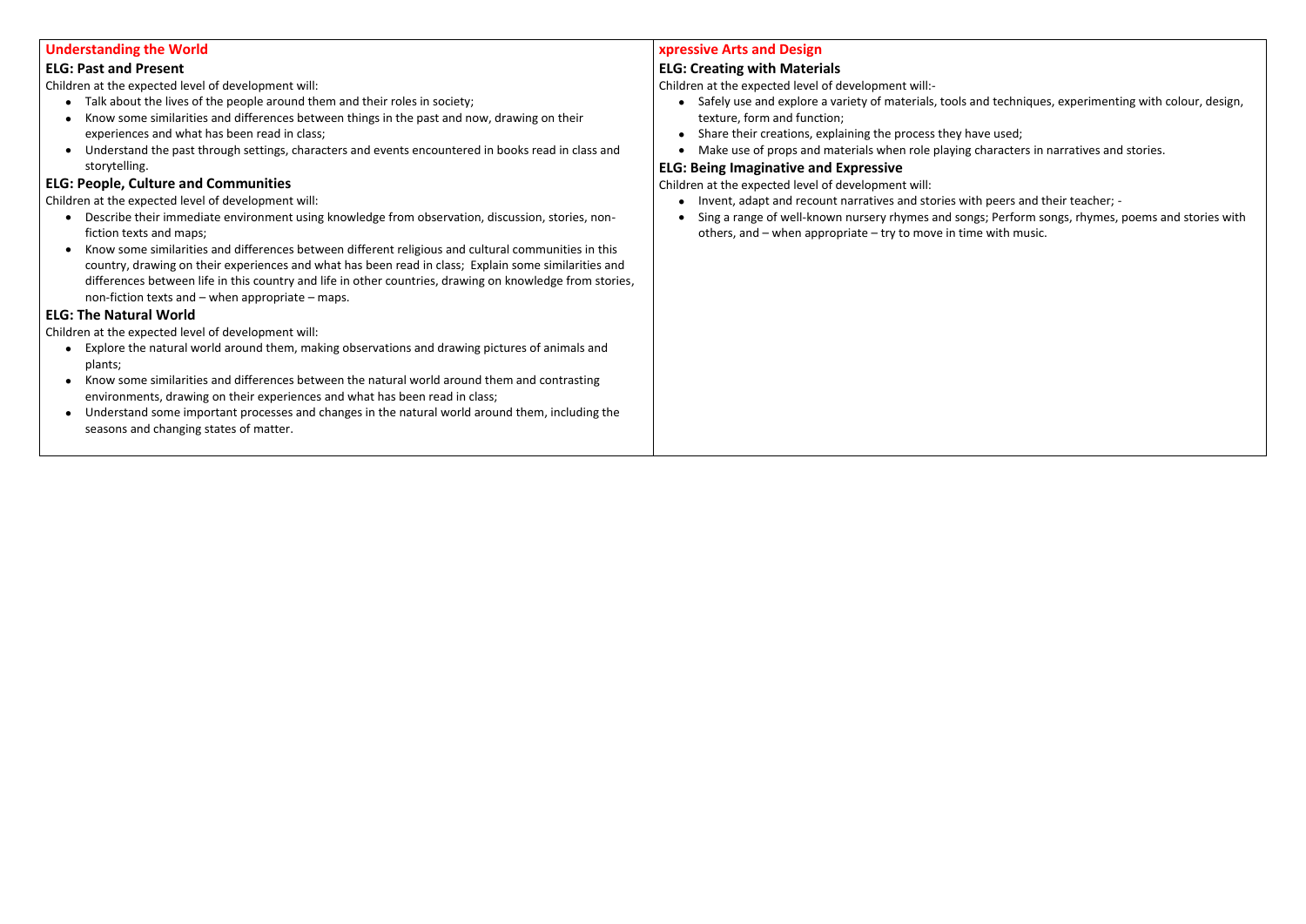## Understanding the World

### ELG: Past and Present

Children at the expected level of development will:

- Talk about the lives of the people around them and their roles in society;
- Know some similarities and differences between things in the past and now, drawing on their experiences and what has been read in class;
- Understand the past through settings, characters and events encountered in books read in class and storytelling.

### ELG: People, Culture and Communities

Children at the expected level of development will:

- Describe their immediate environment using knowledge from observation, discussion, stories, non-fiction texts and maps;
- Know some similarities and differences between different religious and cultural communities in this country, drawing on their experiences and what has been read in class; Explain some similarities and differences between life in this country and life in other countries, drawing on knowledge from stories, non-fiction texts and – when appropriate – maps.

### ELG: The Natural World

Children at the expected level of development will:

- Explore the natural world around them, making observations and drawing pictures of animals and plants;
- Know some similarities and differences between the natural world around them and contrasting environments, drawing on their experiences and what has been read in class;
- Understand some important processes and changes in the natural world around them, including the seasons and changing states of matter.

## xpressive Arts and Design

### ELG: Creating with Materials

Children at the expected level of development will:-

- Safely use and explore a variety of materials, tools and techniques, experimenting with colour, design, texture, form and function;
- Share their creations, explaining the process they have used;
- Make use of props and materials when role playing characters in narratives and stories.

### ELG: Being Imaginative and Expressive

Children at the expected level of development will:

- Invent, adapt and recount narratives and stories with peers and their teacher; -
- Sing a range of well-known nursery rhymes and songs; Perform songs, rhymes, poems and stories with others, and – when appropriate – try to move in time with music.